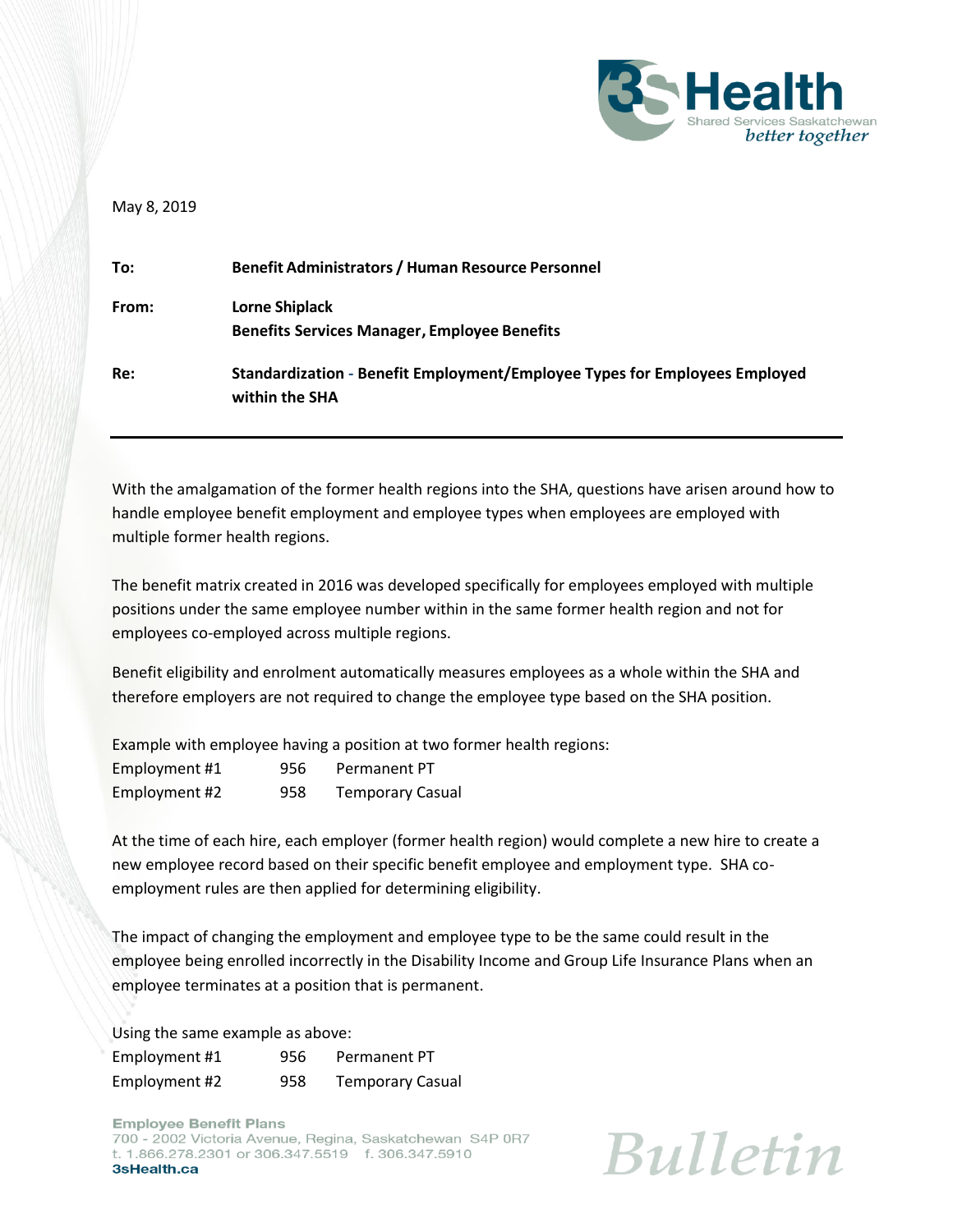May 8, 2019

**To:** **Benefit Administrators / Human Resource Personnel**

**From:** **Lorne Shiplack**
**Benefits Services Manager, Employee Benefits**

**Re:** **Standardization - Benefit Employment/Employee Types for Employees Employed within the SHA**

---

With the amalgamation of the former health regions into the SHA, questions have arisen around how to handle employee benefit employment and employee types when employees are employed with multiple former health regions.

The benefit matrix created in 2016 was developed specifically for employees employed with multiple positions under the same employee number within in the same former health region and not for employees co-employed across multiple regions.

Benefit eligibility and enrolment automatically measures employees as a whole within the SHA and therefore employers are not required to change the employee type based on the SHA position.

Example with employee having a position at two former health regions:

| | | |
|---|---|---|
| Employment #1 | 956 | Permanent PT |
| Employment #2 | 958 | Temporary Casual |

At the time of each hire, each employer (former health region) would complete a new hire to create a new employee record based on their specific benefit employee and employment type. SHA co-employment rules are then applied for determining eligibility.

The impact of changing the employment and employee type to be the same could result in the employee being enrolled incorrectly in the Disability Income and Group Life Insurance Plans when an employee terminates at a position that is permanent.

Using the same example as above:

| | | |
|---|---|---|
| Employment #1 | 956 | Permanent PT |
| Employment #2 | 958 | Temporary Casual |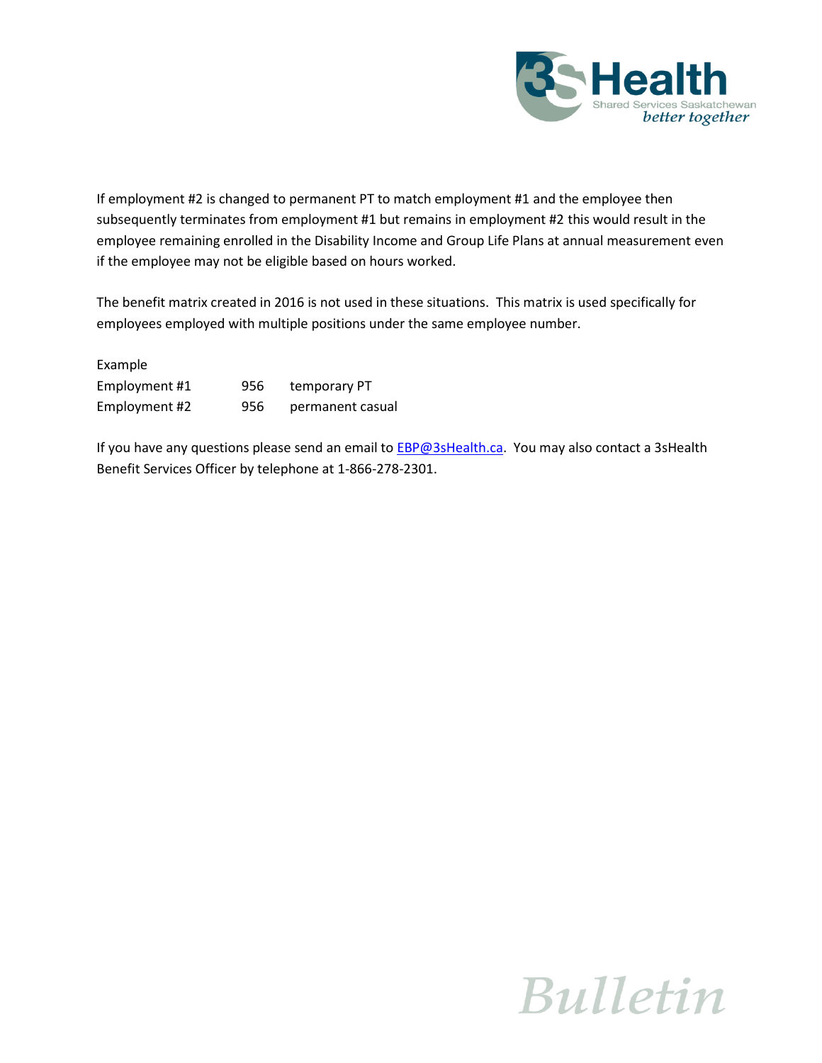If employment #2 is changed to permanent PT to match employment #1 and the employee then subsequently terminates from employment #1 but remains in employment #2 this would result in the employee remaining enrolled in the Disability Income and Group Life Plans at annual measurement even if the employee may not be eligible based on hours worked.

The benefit matrix created in 2016 is not used in these situations. This matrix is used specifically for employees employed with multiple positions under the same employee number.

Example

| | | |
|---|---|---|
| Employment #1 | 956 | temporary PT |
| Employment #2 | 956 | permanent casual |

If you have any questions please send an email to EBP@3sHealth.ca. You may also contact a 3sHealth Benefit Services Officer by telephone at 1-866-278-2301.